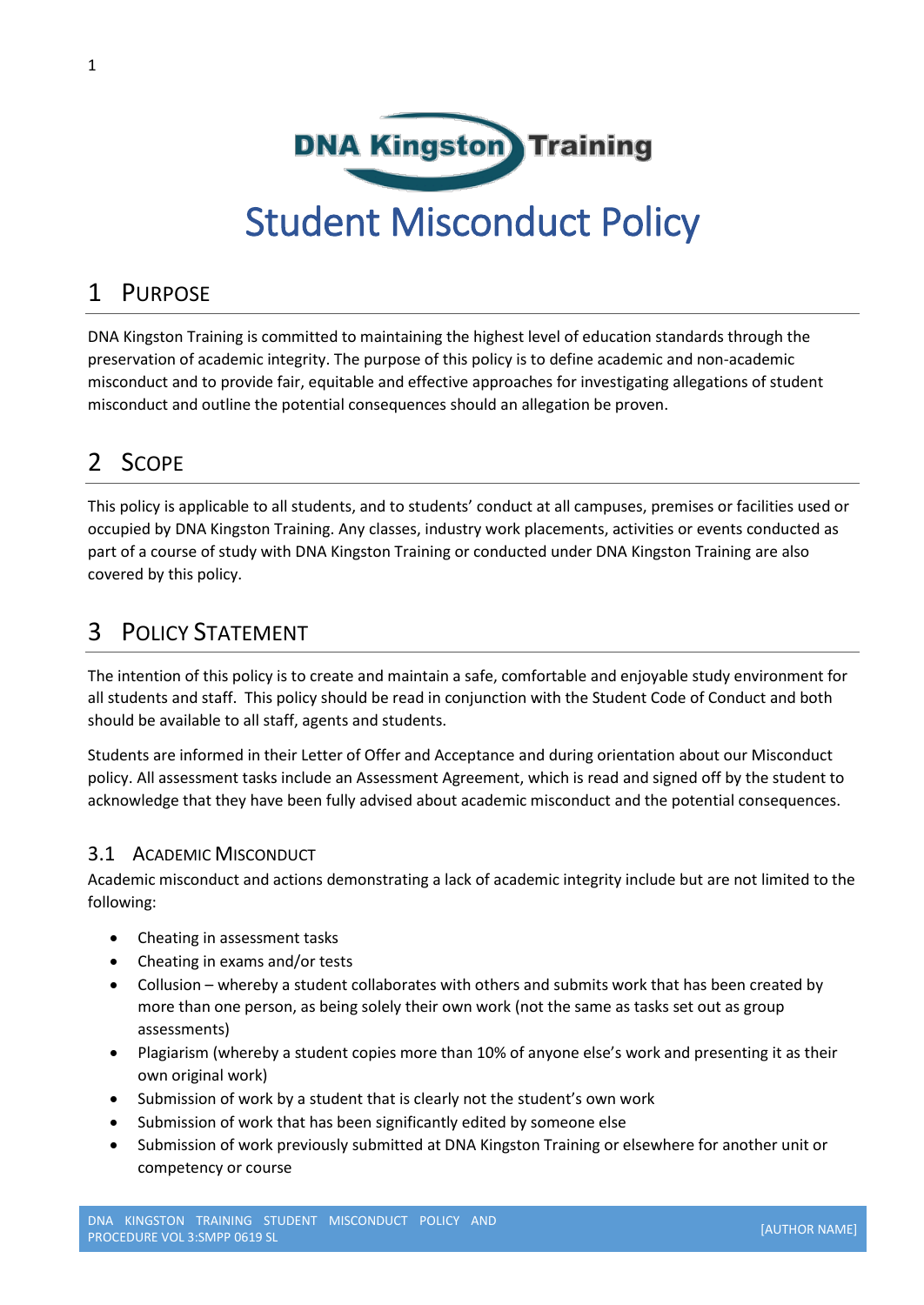DNA Kingston Training

# Student Misconduct Policy

## 1 Purpose

DNA Kingston Training is committed to maintaining the highest level of education standards through the preservation of academic integrity. The purpose of this policy is to define academic and non-academic misconduct and to provide fair, equitable and effective approaches for investigating allegations of student misconduct and outline the potential consequences should an allegation be proven.

## 2 Scope

This policy is applicable to all students, and to students' conduct at all campuses, premises or facilities used or occupied by DNA Kingston Training. Any classes, industry work placements, activities or events conducted as part of a course of study with DNA Kingston Training or conducted under DNA Kingston Training are also covered by this policy.

## 3 Policy Statement

The intention of this policy is to create and maintain a safe, comfortable and enjoyable study environment for all students and staff. This policy should be read in conjunction with the Student Code of Conduct and both should be available to all staff, agents and students.

Students are informed in their Letter of Offer and Acceptance and during orientation about our Misconduct policy. All assessment tasks include an Assessment Agreement, which is read and signed off by the student to acknowledge that they have been fully advised about academic misconduct and the potential consequences.

### 3.1 Academic Misconduct

Academic misconduct and actions demonstrating a lack of academic integrity include but are not limited to the following:

- Cheating in assessment tasks
- Cheating in exams and/or tests
- Collusion – whereby a student collaborates with others and submits work that has been created by more than one person, as being solely their own work (not the same as tasks set out as group assessments)
- Plagiarism (whereby a student copies more than 10% of anyone else's work and presenting it as their own original work)
- Submission of work by a student that is clearly not the student's own work
- Submission of work that has been significantly edited by someone else
- Submission of work previously submitted at DNA Kingston Training or elsewhere for another unit or competency or course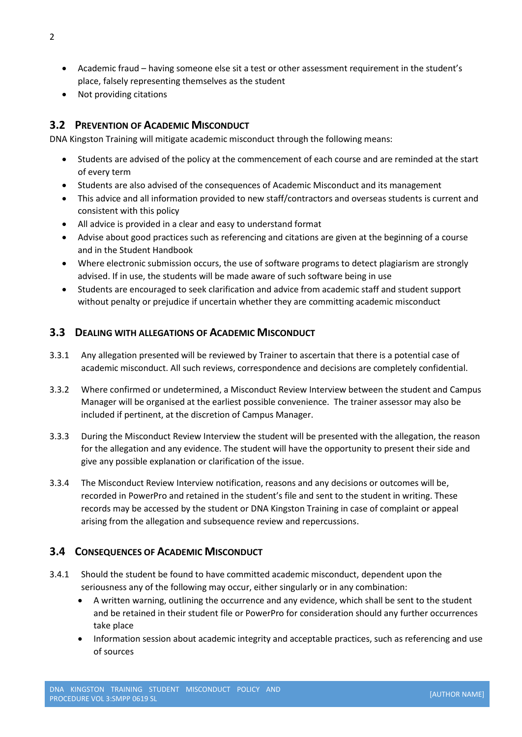- Academic fraud – having someone else sit a test or other assessment requirement in the student's place, falsely representing themselves as the student
- Not providing citations

## 3.2 Prevention of Academic Misconduct

DNA Kingston Training will mitigate academic misconduct through the following means:

- Students are advised of the policy at the commencement of each course and are reminded at the start of every term
- Students are also advised of the consequences of Academic Misconduct and its management
- This advice and all information provided to new staff/contractors and overseas students is current and consistent with this policy
- All advice is provided in a clear and easy to understand format
- Advise about good practices such as referencing and citations are given at the beginning of a course and in the Student Handbook
- Where electronic submission occurs, the use of software programs to detect plagiarism are strongly advised. If in use, the students will be made aware of such software being in use
- Students are encouraged to seek clarification and advice from academic staff and student support without penalty or prejudice if uncertain whether they are committing academic misconduct

## 3.3 Dealing with allegations of Academic Misconduct

3.3.1 Any allegation presented will be reviewed by Trainer to ascertain that there is a potential case of academic misconduct. All such reviews, correspondence and decisions are completely confidential.

3.3.2 Where confirmed or undetermined, a Misconduct Review Interview between the student and Campus Manager will be organised at the earliest possible convenience. The trainer assessor may also be included if pertinent, at the discretion of Campus Manager.

3.3.3 During the Misconduct Review Interview the student will be presented with the allegation, the reason for the allegation and any evidence. The student will have the opportunity to present their side and give any possible explanation or clarification of the issue.

3.3.4 The Misconduct Review Interview notification, reasons and any decisions or outcomes will be, recorded in PowerPro and retained in the student's file and sent to the student in writing. These records may be accessed by the student or DNA Kingston Training in case of complaint or appeal arising from the allegation and subsequence review and repercussions.

## 3.4 Consequences of Academic Misconduct

3.4.1 Should the student be found to have committed academic misconduct, dependent upon the seriousness any of the following may occur, either singularly or in any combination:

- A written warning, outlining the occurrence and any evidence, which shall be sent to the student and be retained in their student file or PowerPro for consideration should any further occurrences take place
- Information session about academic integrity and acceptable practices, such as referencing and use of sources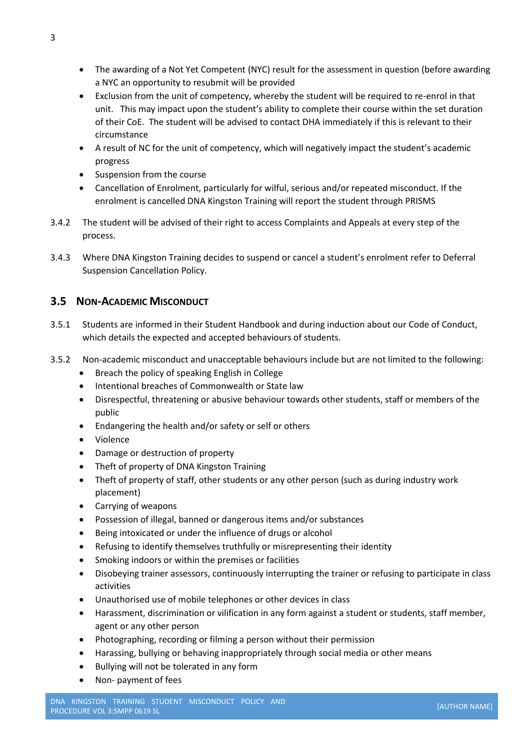- The awarding of a Not Yet Competent (NYC) result for the assessment in question (before awarding a NYC an opportunity to resubmit will be provided
- Exclusion from the unit of competency, whereby the student will be required to re-enrol in that unit. This may impact upon the student's ability to complete their course within the set duration of their CoE. The student will be advised to contact DHA immediately if this is relevant to their circumstance
- A result of NC for the unit of competency, which will negatively impact the student's academic progress
- Suspension from the course
- Cancellation of Enrolment, particularly for wilful, serious and/or repeated misconduct. If the enrolment is cancelled DNA Kingston Training will report the student through PRISMS

3.4.2 The student will be advised of their right to access Complaints and Appeals at every step of the process.

3.4.3 Where DNA Kingston Training decides to suspend or cancel a student's enrolment refer to Deferral Suspension Cancellation Policy.

## 3.5 Non-Academic Misconduct

3.5.1 Students are informed in their Student Handbook and during induction about our Code of Conduct, which details the expected and accepted behaviours of students.

3.5.2 Non-academic misconduct and unacceptable behaviours include but are not limited to the following:

- Breach the policy of speaking English in College
- Intentional breaches of Commonwealth or State law
- Disrespectful, threatening or abusive behaviour towards other students, staff or members of the public
- Endangering the health and/or safety or self or others
- Violence
- Damage or destruction of property
- Theft of property of DNA Kingston Training
- Theft of property of staff, other students or any other person (such as during industry work placement)
- Carrying of weapons
- Possession of illegal, banned or dangerous items and/or substances
- Being intoxicated or under the influence of drugs or alcohol
- Refusing to identify themselves truthfully or misrepresenting their identity
- Smoking indoors or within the premises or facilities
- Disobeying trainer assessors, continuously interrupting the trainer or refusing to participate in class activities
- Unauthorised use of mobile telephones or other devices in class
- Harassment, discrimination or vilification in any form against a student or students, staff member, agent or any other person
- Photographing, recording or filming a person without their permission
- Harassing, bullying or behaving inappropriately through social media or other means
- Bullying will not be tolerated in any form
- Non- payment of fees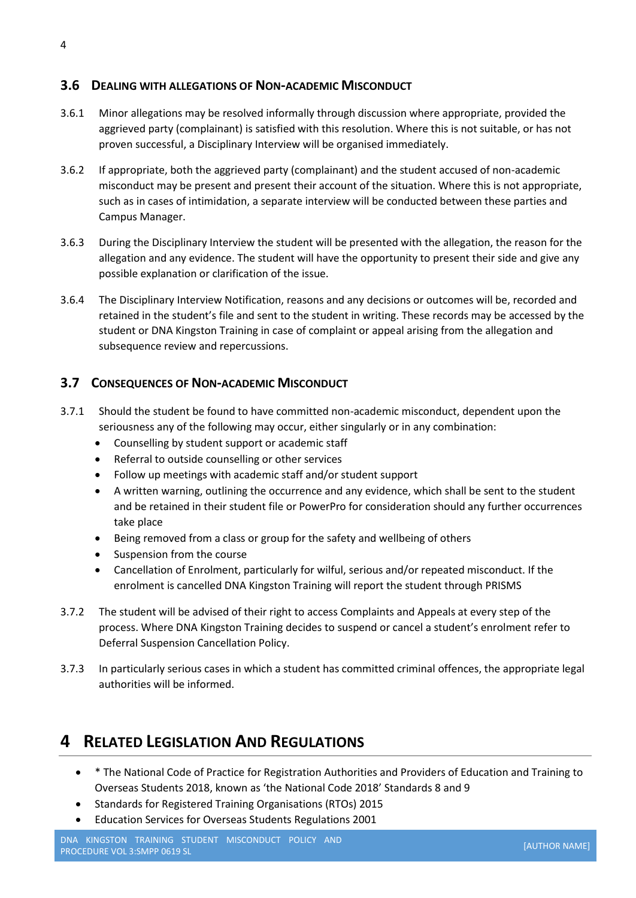### 3.6 Dealing with Allegations of Non-academic Misconduct

3.6.1 Minor allegations may be resolved informally through discussion where appropriate, provided the aggrieved party (complainant) is satisfied with this resolution. Where this is not suitable, or has not proven successful, a Disciplinary Interview will be organised immediately.

3.6.2 If appropriate, both the aggrieved party (complainant) and the student accused of non-academic misconduct may be present and present their account of the situation. Where this is not appropriate, such as in cases of intimidation, a separate interview will be conducted between these parties and Campus Manager.

3.6.3 During the Disciplinary Interview the student will be presented with the allegation, the reason for the allegation and any evidence. The student will have the opportunity to present their side and give any possible explanation or clarification of the issue.

3.6.4 The Disciplinary Interview Notification, reasons and any decisions or outcomes will be, recorded and retained in the student's file and sent to the student in writing. These records may be accessed by the student or DNA Kingston Training in case of complaint or appeal arising from the allegation and subsequence review and repercussions.

### 3.7 Consequences of Non-academic Misconduct

3.7.1 Should the student be found to have committed non-academic misconduct, dependent upon the seriousness any of the following may occur, either singularly or in any combination:

- Counselling by student support or academic staff
- Referral to outside counselling or other services
- Follow up meetings with academic staff and/or student support
- A written warning, outlining the occurrence and any evidence, which shall be sent to the student and be retained in their student file or PowerPro for consideration should any further occurrences take place
- Being removed from a class or group for the safety and wellbeing of others
- Suspension from the course
- Cancellation of Enrolment, particularly for wilful, serious and/or repeated misconduct. If the enrolment is cancelled DNA Kingston Training will report the student through PRISMS

3.7.2 The student will be advised of their right to access Complaints and Appeals at every step of the process. Where DNA Kingston Training decides to suspend or cancel a student's enrolment refer to Deferral Suspension Cancellation Policy.

3.7.3 In particularly serious cases in which a student has committed criminal offences, the appropriate legal authorities will be informed.

## 4 Related Legislation And Regulations

- * The National Code of Practice for Registration Authorities and Providers of Education and Training to Overseas Students 2018, known as 'the National Code 2018' Standards 8 and 9
- Standards for Registered Training Organisations (RTOs) 2015
- Education Services for Overseas Students Regulations 2001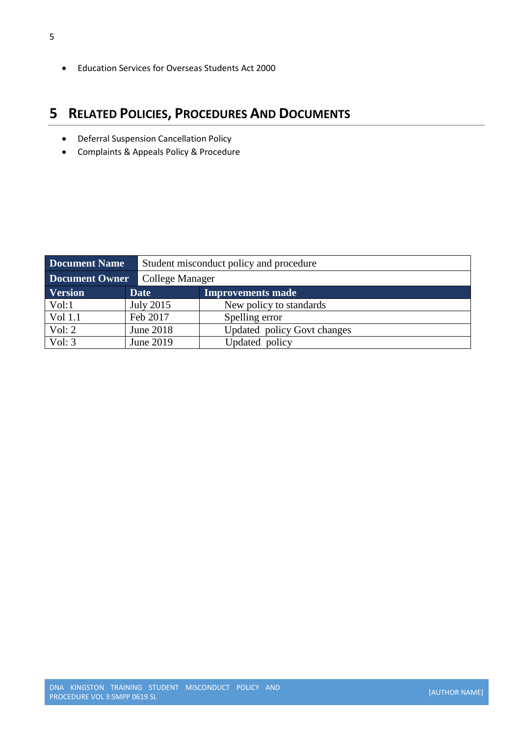- Education Services for Overseas Students Act 2000

# 5 Related Policies, Procedures And Documents

- Deferral Suspension Cancellation Policy
- Complaints & Appeals Policy & Procedure

| | | |
|---|---|---|
| **Document Name** | Student misconduct policy and procedure | |
| **Document Owner** | College Manager | |
| **Version** | **Date** | **Improvements made** |
| Vol:1 | July 2015 | New policy to standards |
| Vol 1.1 | Feb 2017 | Spelling error |
| Vol: 2 | June 2018 | Updated policy Govt changes |
| Vol: 3 | June 2019 | Updated policy |